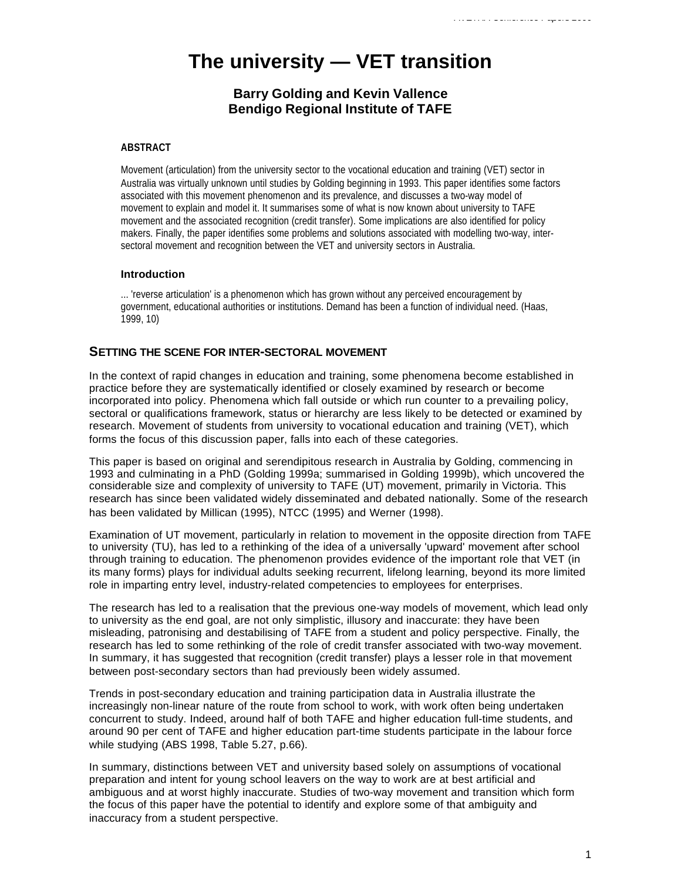# The university — VET transition

**Barry Golding and Kevin Vallence**
**Bendigo Regional Institute of TAFE**

#### ABSTRACT

Movement (articulation) from the university sector to the vocational education and training (VET) sector in Australia was virtually unknown until studies by Golding beginning in 1993. This paper identifies some factors associated with this movement phenomenon and its prevalence, and discusses a two-way model of movement to explain and model it. It summarises some of what is now known about university to TAFE movement and the associated recognition (credit transfer). Some implications are also identified for policy makers. Finally, the paper identifies some problems and solutions associated with modelling two-way, inter-sectoral movement and recognition between the VET and university sectors in Australia.

#### Introduction

... 'reverse articulation' is a phenomenon which has grown without any perceived encouragement by government, educational authorities or institutions. Demand has been a function of individual need. (Haas, 1999, 10)

## SETTING THE SCENE FOR INTER-SECTORAL MOVEMENT

In the context of rapid changes in education and training, some phenomena become established in practice before they are systematically identified or closely examined by research or become incorporated into policy. Phenomena which fall outside or which run counter to a prevailing policy, sectoral or qualifications framework, status or hierarchy are less likely to be detected or examined by research. Movement of students from university to vocational education and training (VET), which forms the focus of this discussion paper, falls into each of these categories.

This paper is based on original and serendipitous research in Australia by Golding, commencing in 1993 and culminating in a PhD (Golding 1999a; summarised in Golding 1999b), which uncovered the considerable size and complexity of university to TAFE (UT) movement, primarily in Victoria. This research has since been validated widely disseminated and debated nationally. Some of the research has been validated by Millican (1995), NTCC (1995) and Werner (1998).

Examination of UT movement, particularly in relation to movement in the opposite direction from TAFE to university (TU), has led to a rethinking of the idea of a universally 'upward' movement after school through training to education. The phenomenon provides evidence of the important role that VET (in its many forms) plays for individual adults seeking recurrent, lifelong learning, beyond its more limited role in imparting entry level, industry-related competencies to employees for enterprises.

The research has led to a realisation that the previous one-way models of movement, which lead only to university as the end goal, are not only simplistic, illusory and inaccurate: they have been misleading, patronising and destabilising of TAFE from a student and policy perspective. Finally, the research has led to some rethinking of the role of credit transfer associated with two-way movement. In summary, it has suggested that recognition (credit transfer) plays a lesser role in that movement between post-secondary sectors than had previously been widely assumed.

Trends in post-secondary education and training participation data in Australia illustrate the increasingly non-linear nature of the route from school to work, with work often being undertaken concurrent to study. Indeed, around half of both TAFE and higher education full-time students, and around 90 per cent of TAFE and higher education part-time students participate in the labour force while studying (ABS 1998, Table 5.27, p.66).

In summary, distinctions between VET and university based solely on assumptions of vocational preparation and intent for young school leavers on the way to work are at best artificial and ambiguous and at worst highly inaccurate. Studies of two-way movement and transition which form the focus of this paper have the potential to identify and explore some of that ambiguity and inaccuracy from a student perspective.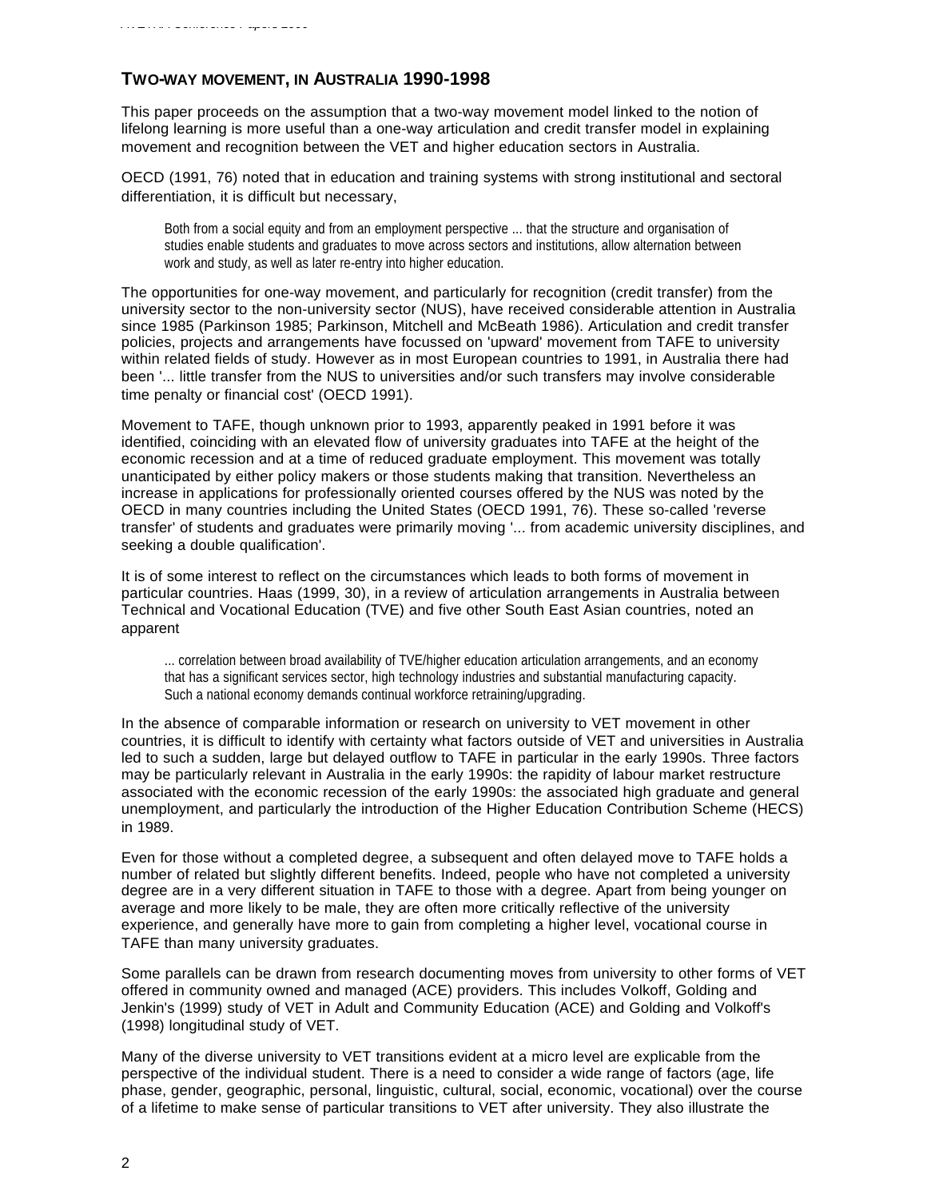## TWO-WAY MOVEMENT, IN AUSTRALIA 1990-1998

This paper proceeds on the assumption that a two-way movement model linked to the notion of lifelong learning is more useful than a one-way articulation and credit transfer model in explaining movement and recognition between the VET and higher education sectors in Australia.

OECD (1991, 76) noted that in education and training systems with strong institutional and sectoral differentiation, it is difficult but necessary,

> Both from a social equity and from an employment perspective ... that the structure and organisation of studies enable students and graduates to move across sectors and institutions, allow alternation between work and study, as well as later re-entry into higher education.

The opportunities for one-way movement, and particularly for recognition (credit transfer) from the university sector to the non-university sector (NUS), have received considerable attention in Australia since 1985 (Parkinson 1985; Parkinson, Mitchell and McBeath 1986). Articulation and credit transfer policies, projects and arrangements have focussed on 'upward' movement from TAFE to university within related fields of study. However as in most European countries to 1991, in Australia there had been '... little transfer from the NUS to universities and/or such transfers may involve considerable time penalty or financial cost' (OECD 1991).

Movement to TAFE, though unknown prior to 1993, apparently peaked in 1991 before it was identified, coinciding with an elevated flow of university graduates into TAFE at the height of the economic recession and at a time of reduced graduate employment. This movement was totally unanticipated by either policy makers or those students making that transition. Nevertheless an increase in applications for professionally oriented courses offered by the NUS was noted by the OECD in many countries including the United States (OECD 1991, 76). These so-called 'reverse transfer' of students and graduates were primarily moving '... from academic university disciplines, and seeking a double qualification'.

It is of some interest to reflect on the circumstances which leads to both forms of movement in particular countries. Haas (1999, 30), in a review of articulation arrangements in Australia between Technical and Vocational Education (TVE) and five other South East Asian countries, noted an apparent

> ... correlation between broad availability of TVE/higher education articulation arrangements, and an economy that has a significant services sector, high technology industries and substantial manufacturing capacity. Such a national economy demands continual workforce retraining/upgrading.

In the absence of comparable information or research on university to VET movement in other countries, it is difficult to identify with certainty what factors outside of VET and universities in Australia led to such a sudden, large but delayed outflow to TAFE in particular in the early 1990s. Three factors may be particularly relevant in Australia in the early 1990s: the rapidity of labour market restructure associated with the economic recession of the early 1990s: the associated high graduate and general unemployment, and particularly the introduction of the Higher Education Contribution Scheme (HECS) in 1989.

Even for those without a completed degree, a subsequent and often delayed move to TAFE holds a number of related but slightly different benefits. Indeed, people who have not completed a university degree are in a very different situation in TAFE to those with a degree. Apart from being younger on average and more likely to be male, they are often more critically reflective of the university experience, and generally have more to gain from completing a higher level, vocational course in TAFE than many university graduates.

Some parallels can be drawn from research documenting moves from university to other forms of VET offered in community owned and managed (ACE) providers. This includes Volkoff, Golding and Jenkin's (1999) study of VET in Adult and Community Education (ACE) and Golding and Volkoff's (1998) longitudinal study of VET.

Many of the diverse university to VET transitions evident at a micro level are explicable from the perspective of the individual student. There is a need to consider a wide range of factors (age, life phase, gender, geographic, personal, linguistic, cultural, social, economic, vocational) over the course of a lifetime to make sense of particular transitions to VET after university. They also illustrate the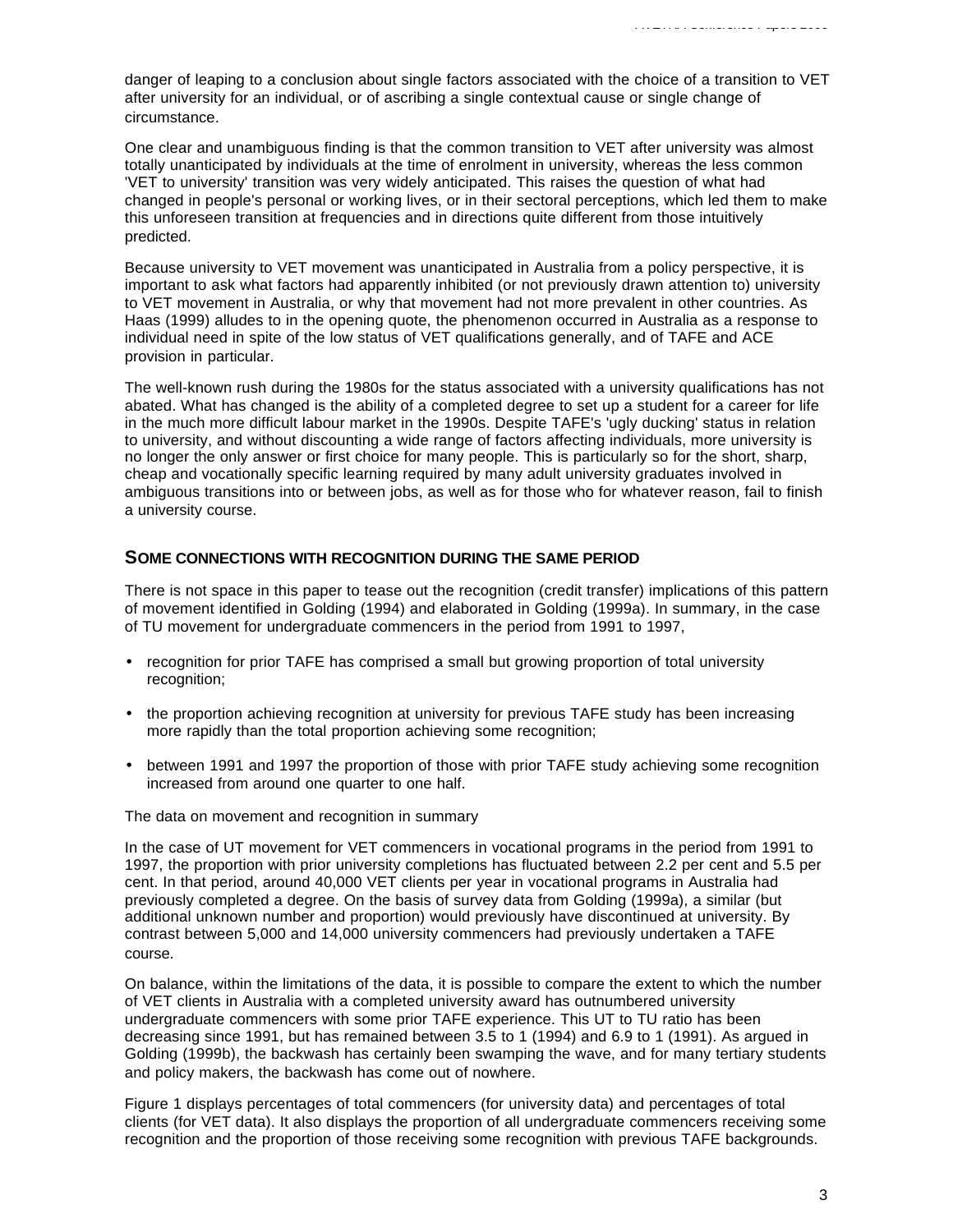danger of leaping to a conclusion about single factors associated with the choice of a transition to VET after university for an individual, or of ascribing a single contextual cause or single change of circumstance.

One clear and unambiguous finding is that the common transition to VET after university was almost totally unanticipated by individuals at the time of enrolment in university, whereas the less common 'VET to university' transition was very widely anticipated. This raises the question of what had changed in people's personal or working lives, or in their sectoral perceptions, which led them to make this unforeseen transition at frequencies and in directions quite different from those intuitively predicted.

Because university to VET movement was unanticipated in Australia from a policy perspective, it is important to ask what factors had apparently inhibited (or not previously drawn attention to) university to VET movement in Australia, or why that movement had not more prevalent in other countries. As Haas (1999) alludes to in the opening quote, the phenomenon occurred in Australia as a response to individual need in spite of the low status of VET qualifications generally, and of TAFE and ACE provision in particular.

The well-known rush during the 1980s for the status associated with a university qualifications has not abated. What has changed is the ability of a completed degree to set up a student for a career for life in the much more difficult labour market in the 1990s. Despite TAFE's 'ugly ducking' status in relation to university, and without discounting a wide range of factors affecting individuals, more university is no longer the only answer or first choice for many people. This is particularly so for the short, sharp, cheap and vocationally specific learning required by many adult university graduates involved in ambiguous transitions into or between jobs, as well as for those who for whatever reason, fail to finish a university course.

## SOME CONNECTIONS WITH RECOGNITION DURING THE SAME PERIOD

There is not space in this paper to tease out the recognition (credit transfer) implications of this pattern of movement identified in Golding (1994) and elaborated in Golding (1999a). In summary, in the case of TU movement for undergraduate commencers in the period from 1991 to 1997,

- recognition for prior TAFE has comprised a small but growing proportion of total university recognition;
- the proportion achieving recognition at university for previous TAFE study has been increasing more rapidly than the total proportion achieving some recognition;
- between 1991 and 1997 the proportion of those with prior TAFE study achieving some recognition increased from around one quarter to one half.

The data on movement and recognition in summary

In the case of UT movement for VET commencers in vocational programs in the period from 1991 to 1997, the proportion with prior university completions has fluctuated between 2.2 per cent and 5.5 per cent. In that period, around 40,000 VET clients per year in vocational programs in Australia had previously completed a degree. On the basis of survey data from Golding (1999a), a similar (but additional unknown number and proportion) would previously have discontinued at university. By contrast between 5,000 and 14,000 university commencers had previously undertaken a TAFE course.

On balance, within the limitations of the data, it is possible to compare the extent to which the number of VET clients in Australia with a completed university award has outnumbered university undergraduate commencers with some prior TAFE experience. This UT to TU ratio has been decreasing since 1991, but has remained between 3.5 to 1 (1994) and 6.9 to 1 (1991). As argued in Golding (1999b), the backwash has certainly been swamping the wave, and for many tertiary students and policy makers, the backwash has come out of nowhere.

Figure 1 displays percentages of total commencers (for university data) and percentages of total clients (for VET data). It also displays the proportion of all undergraduate commencers receiving some recognition and the proportion of those receiving some recognition with previous TAFE backgrounds.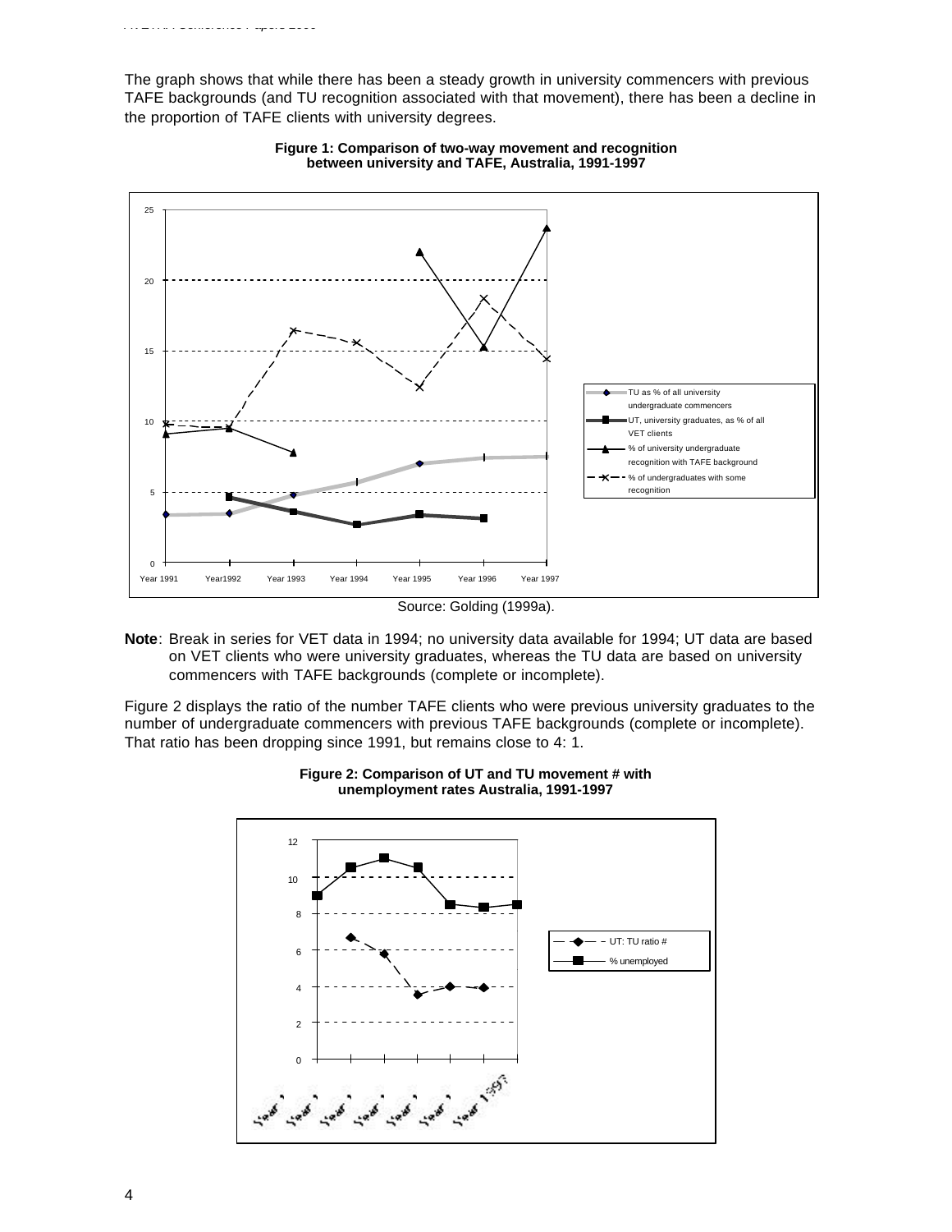The graph shows that while there has been a steady growth in university commencers with previous TAFE backgrounds (and TU recognition associated with that movement), there has been a decline in the proportion of TAFE clients with university degrees.

**Figure 1: Comparison of two-way movement and recognition between university and TAFE, Australia, 1991-1997**

Source: Golding (1999a).

**Note**: Break in series for VET data in 1994; no university data available for 1994; UT data are based on VET clients who were university graduates, whereas the TU data are based on university commencers with TAFE backgrounds (complete or incomplete).

Figure 2 displays the ratio of the number TAFE clients who were previous university graduates to the number of undergraduate commencers with previous TAFE backgrounds (complete or incomplete). That ratio has been dropping since 1991, but remains close to 4: 1.

**Figure 2: Comparison of UT and TU movement # with unemployment rates Australia, 1991-1997**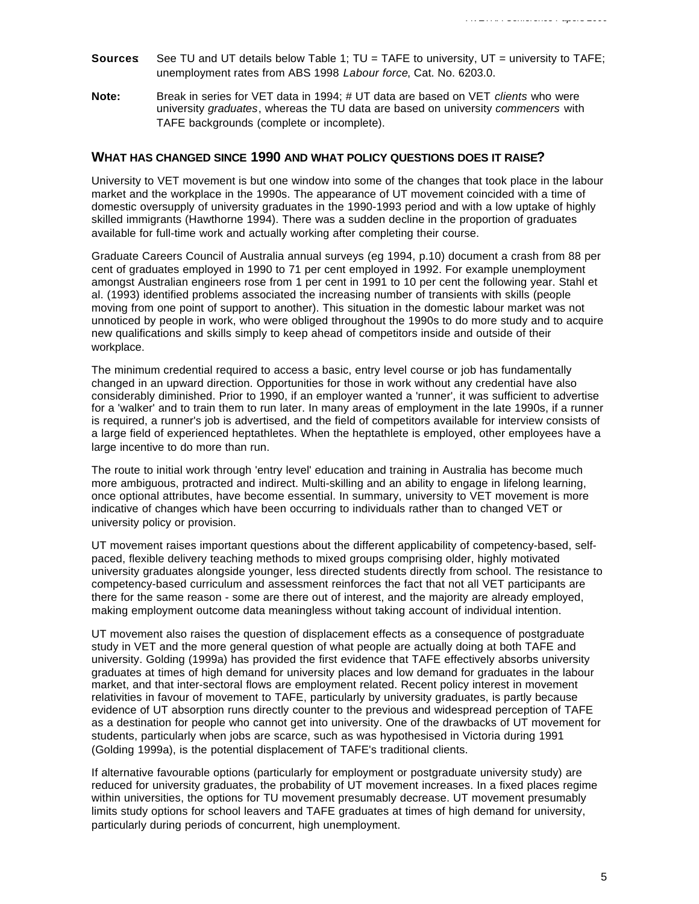**Sources**: See TU and UT details below Table 1; TU = TAFE to university, UT = university to TAFE; unemployment rates from ABS 1998 *Labour force*, Cat. No. 6203.0.

**Note:** Break in series for VET data in 1994; # UT data are based on VET *clients* who were university *graduates*, whereas the TU data are based on university *commencers* with TAFE backgrounds (complete or incomplete).

## WHAT HAS CHANGED SINCE 1990 AND WHAT POLICY QUESTIONS DOES IT RAISE?

University to VET movement is but one window into some of the changes that took place in the labour market and the workplace in the 1990s. The appearance of UT movement coincided with a time of domestic oversupply of university graduates in the 1990-1993 period and with a low uptake of highly skilled immigrants (Hawthorne 1994). There was a sudden decline in the proportion of graduates available for full-time work and actually working after completing their course.

Graduate Careers Council of Australia annual surveys (eg 1994, p.10) document a crash from 88 per cent of graduates employed in 1990 to 71 per cent employed in 1992. For example unemployment amongst Australian engineers rose from 1 per cent in 1991 to 10 per cent the following year. Stahl et al. (1993) identified problems associated the increasing number of transients with skills (people moving from one point of support to another). This situation in the domestic labour market was not unnoticed by people in work, who were obliged throughout the 1990s to do more study and to acquire new qualifications and skills simply to keep ahead of competitors inside and outside of their workplace.

The minimum credential required to access a basic, entry level course or job has fundamentally changed in an upward direction. Opportunities for those in work without any credential have also considerably diminished. Prior to 1990, if an employer wanted a 'runner', it was sufficient to advertise for a 'walker' and to train them to run later. In many areas of employment in the late 1990s, if a runner is required, a runner's job is advertised, and the field of competitors available for interview consists of a large field of experienced heptathletes. When the heptathlete is employed, other employees have a large incentive to do more than run.

The route to initial work through 'entry level' education and training in Australia has become much more ambiguous, protracted and indirect. Multi-skilling and an ability to engage in lifelong learning, once optional attributes, have become essential. In summary, university to VET movement is more indicative of changes which have been occurring to individuals rather than to changed VET or university policy or provision.

UT movement raises important questions about the different applicability of competency-based, self-paced, flexible delivery teaching methods to mixed groups comprising older, highly motivated university graduates alongside younger, less directed students directly from school. The resistance to competency-based curriculum and assessment reinforces the fact that not all VET participants are there for the same reason - some are there out of interest, and the majority are already employed, making employment outcome data meaningless without taking account of individual intention.

UT movement also raises the question of displacement effects as a consequence of postgraduate study in VET and the more general question of what people are actually doing at both TAFE and university. Golding (1999a) has provided the first evidence that TAFE effectively absorbs university graduates at times of high demand for university places and low demand for graduates in the labour market, and that inter-sectoral flows are employment related. Recent policy interest in movement relativities in favour of movement to TAFE, particularly by university graduates, is partly because evidence of UT absorption runs directly counter to the previous and widespread perception of TAFE as a destination for people who cannot get into university. One of the drawbacks of UT movement for students, particularly when jobs are scarce, such as was hypothesised in Victoria during 1991 (Golding 1999a), is the potential displacement of TAFE's traditional clients.

If alternative favourable options (particularly for employment or postgraduate university study) are reduced for university graduates, the probability of UT movement increases. In a fixed places regime within universities, the options for TU movement presumably decrease. UT movement presumably limits study options for school leavers and TAFE graduates at times of high demand for university, particularly during periods of concurrent, high unemployment.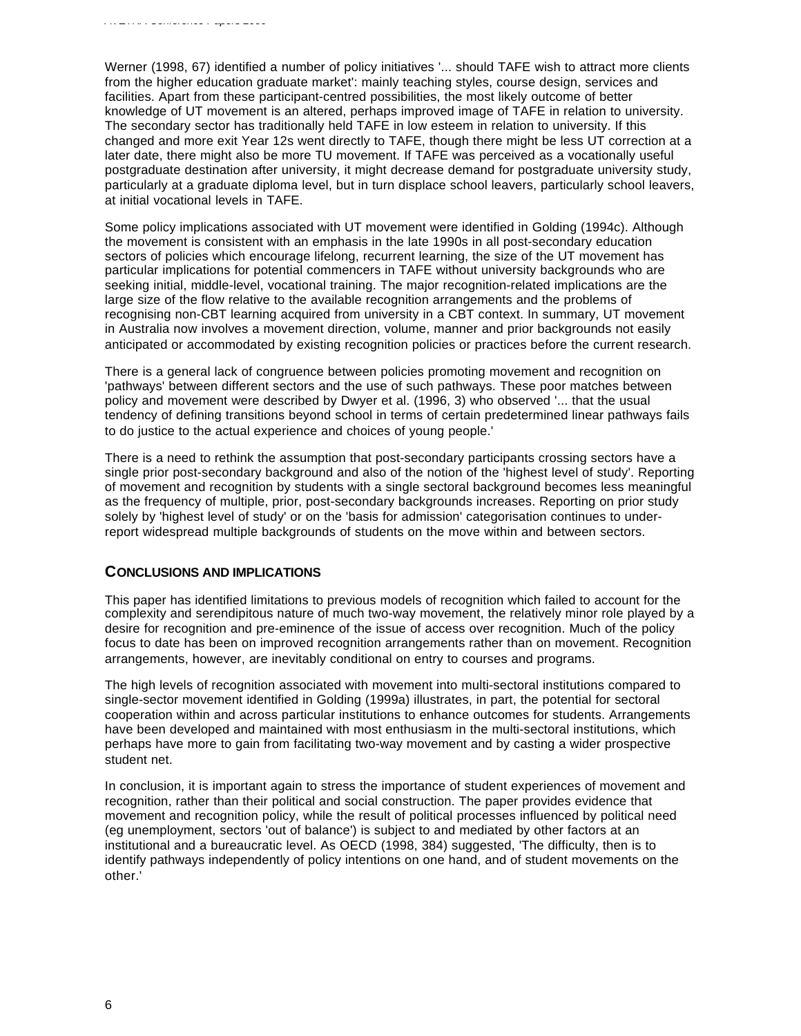Werner (1998, 67) identified a number of policy initiatives '... should TAFE wish to attract more clients from the higher education graduate market': mainly teaching styles, course design, services and facilities. Apart from these participant-centred possibilities, the most likely outcome of better knowledge of UT movement is an altered, perhaps improved image of TAFE in relation to university. The secondary sector has traditionally held TAFE in low esteem in relation to university. If this changed and more exit Year 12s went directly to TAFE, though there might be less UT correction at a later date, there might also be more TU movement. If TAFE was perceived as a vocationally useful postgraduate destination after university, it might decrease demand for postgraduate university study, particularly at a graduate diploma level, but in turn displace school leavers, particularly school leavers, at initial vocational levels in TAFE.

Some policy implications associated with UT movement were identified in Golding (1994c). Although the movement is consistent with an emphasis in the late 1990s in all post-secondary education sectors of policies which encourage lifelong, recurrent learning, the size of the UT movement has particular implications for potential commencers in TAFE without university backgrounds who are seeking initial, middle-level, vocational training. The major recognition-related implications are the large size of the flow relative to the available recognition arrangements and the problems of recognising non-CBT learning acquired from university in a CBT context. In summary, UT movement in Australia now involves a movement direction, volume, manner and prior backgrounds not easily anticipated or accommodated by existing recognition policies or practices before the current research.

There is a general lack of congruence between policies promoting movement and recognition on 'pathways' between different sectors and the use of such pathways. These poor matches between policy and movement were described by Dwyer et al. (1996, 3) who observed '... that the usual tendency of defining transitions beyond school in terms of certain predetermined linear pathways fails to do justice to the actual experience and choices of young people.'

There is a need to rethink the assumption that post-secondary participants crossing sectors have a single prior post-secondary background and also of the notion of the 'highest level of study'. Reporting of movement and recognition by students with a single sectoral background becomes less meaningful as the frequency of multiple, prior, post-secondary backgrounds increases. Reporting on prior study solely by 'highest level of study' or on the 'basis for admission' categorisation continues to under-report widespread multiple backgrounds of students on the move within and between sectors.

## CONCLUSIONS AND IMPLICATIONS

This paper has identified limitations to previous models of recognition which failed to account for the complexity and serendipitous nature of much two-way movement, the relatively minor role played by a desire for recognition and pre-eminence of the issue of access over recognition. Much of the policy focus to date has been on improved recognition arrangements rather than on movement. Recognition arrangements, however, are inevitably conditional on entry to courses and programs.

The high levels of recognition associated with movement into multi-sectoral institutions compared to single-sector movement identified in Golding (1999a) illustrates, in part, the potential for sectoral cooperation within and across particular institutions to enhance outcomes for students. Arrangements have been developed and maintained with most enthusiasm in the multi-sectoral institutions, which perhaps have more to gain from facilitating two-way movement and by casting a wider prospective student net.

In conclusion, it is important again to stress the importance of student experiences of movement and recognition, rather than their political and social construction. The paper provides evidence that movement and recognition policy, while the result of political processes influenced by political need (eg unemployment, sectors 'out of balance') is subject to and mediated by other factors at an institutional and a bureaucratic level. As OECD (1998, 384) suggested, 'The difficulty, then is to identify pathways independently of policy intentions on one hand, and of student movements on the other.'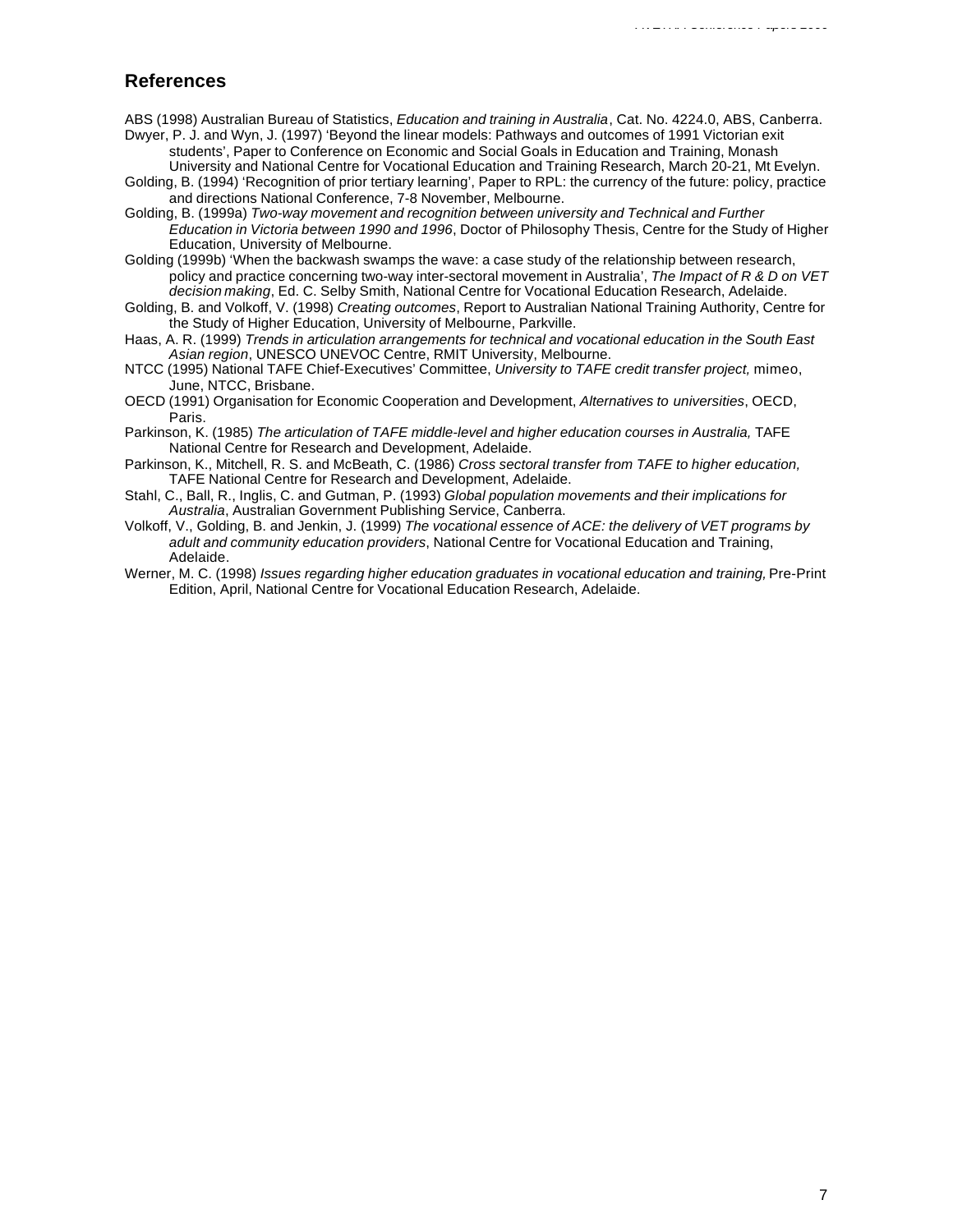## References

ABS (1998) Australian Bureau of Statistics, *Education and training in Australia*, Cat. No. 4224.0, ABS, Canberra.

Dwyer, P. J. and Wyn, J. (1997) 'Beyond the linear models: Pathways and outcomes of 1991 Victorian exit students', Paper to Conference on Economic and Social Goals in Education and Training, Monash University and National Centre for Vocational Education and Training Research, March 20-21, Mt Evelyn.

Golding, B. (1994) 'Recognition of prior tertiary learning', Paper to RPL: the currency of the future: policy, practice and directions National Conference, 7-8 November, Melbourne.

Golding, B. (1999a) *Two-way movement and recognition between university and Technical and Further Education in Victoria between 1990 and 1996*, Doctor of Philosophy Thesis, Centre for the Study of Higher Education, University of Melbourne.

Golding (1999b) 'When the backwash swamps the wave: a case study of the relationship between research, policy and practice concerning two-way inter-sectoral movement in Australia', *The Impact of R & D on VET decision making*, Ed. C. Selby Smith, National Centre for Vocational Education Research, Adelaide.

Golding, B. and Volkoff, V. (1998) *Creating outcomes*, Report to Australian National Training Authority, Centre for the Study of Higher Education, University of Melbourne, Parkville.

Haas, A. R. (1999) *Trends in articulation arrangements for technical and vocational education in the South East Asian region*, UNESCO UNEVOC Centre, RMIT University, Melbourne.

NTCC (1995) National TAFE Chief-Executives' Committee, *University to TAFE credit transfer project,* mimeo, June, NTCC, Brisbane.

OECD (1991) Organisation for Economic Cooperation and Development, *Alternatives to universities*, OECD, Paris.

Parkinson, K. (1985) *The articulation of TAFE middle-level and higher education courses in Australia,* TAFE National Centre for Research and Development, Adelaide.

Parkinson, K., Mitchell, R. S. and McBeath, C. (1986) *Cross sectoral transfer from TAFE to higher education,* TAFE National Centre for Research and Development, Adelaide.

Stahl, C., Ball, R., Inglis, C. and Gutman, P. (1993) *Global population movements and their implications for Australia*, Australian Government Publishing Service, Canberra.

Volkoff, V., Golding, B. and Jenkin, J. (1999) *The vocational essence of ACE: the delivery of VET programs by adult and community education providers*, National Centre for Vocational Education and Training, Adelaide.

Werner, M. C. (1998) *Issues regarding higher education graduates in vocational education and training,* Pre-Print Edition, April, National Centre for Vocational Education Research, Adelaide.